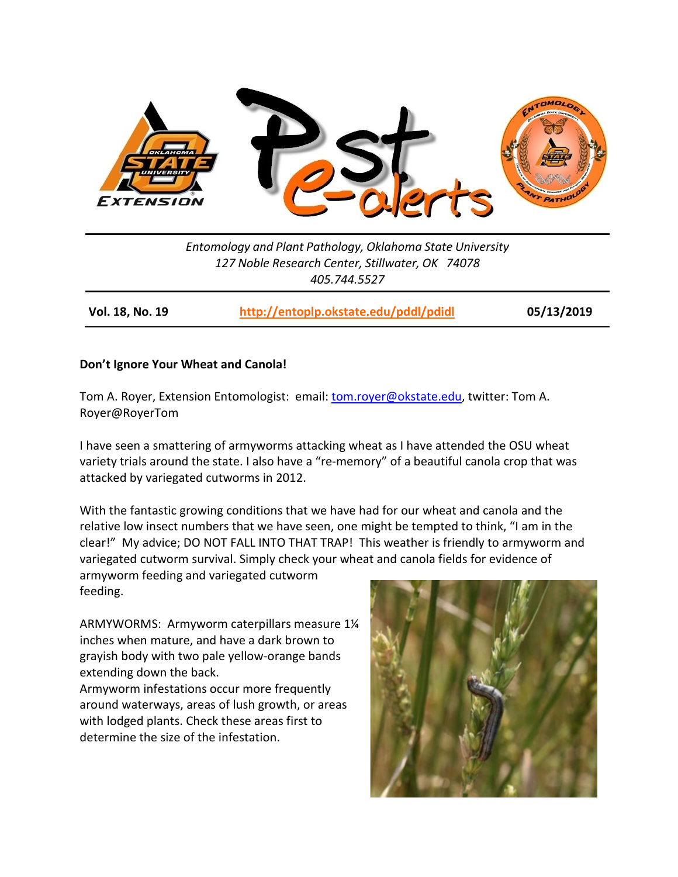Entomology and Plant Pathology, Oklahoma State University
127 Noble Research Center, Stillwater, OK 74078
405.744.5527

**Vol. 18, No. 19** | **http://entoplp.okstate.edu/pddl/pdidl** | **05/13/2019**

**Don't Ignore Your Wheat and Canola!**

Tom A. Royer, Extension Entomologist: email: tom.royer@okstate.edu, twitter: Tom A. Royer@RoyerTom

I have seen a smattering of armyworms attacking wheat as I have attended the OSU wheat variety trials around the state. I also have a "re-memory" of a beautiful canola crop that was attacked by variegated cutworms in 2012.

With the fantastic growing conditions that we have had for our wheat and canola and the relative low insect numbers that we have seen, one might be tempted to think, "I am in the clear!" My advice; DO NOT FALL INTO THAT TRAP! This weather is friendly to armyworm and variegated cutworm survival. Simply check your wheat and canola fields for evidence of armyworm feeding and variegated cutworm feeding.

ARMYWORMS: Armyworm caterpillars measure 1¼ inches when mature, and have a dark brown to grayish body with two pale yellow-orange bands extending down the back.

Armyworm infestations occur more frequently around waterways, areas of lush growth, or areas with lodged plants. Check these areas first to determine the size of the infestation.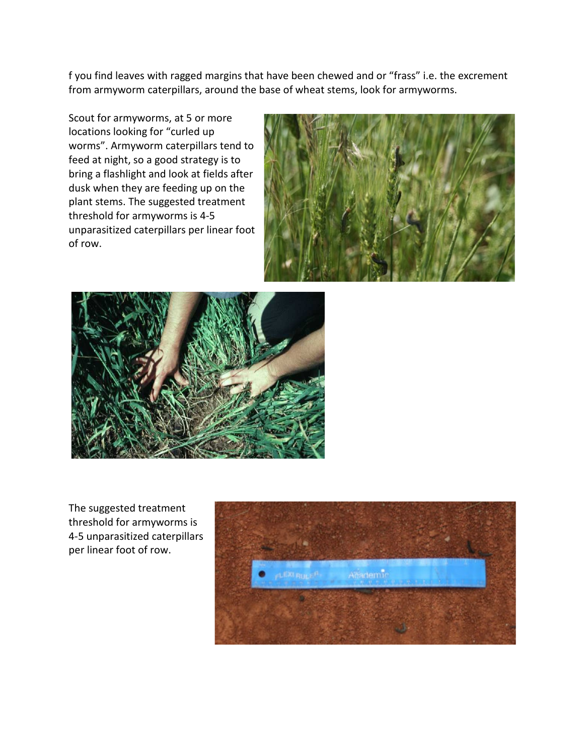f you find leaves with ragged margins that have been chewed and or "frass" i.e. the excrement from armyworm caterpillars, around the base of wheat stems, look for armyworms.

Scout for armyworms, at 5 or more locations looking for "curled up worms". Armyworm caterpillars tend to feed at night, so a good strategy is to bring a flashlight and look at fields after dusk when they are feeding up on the plant stems. The suggested treatment threshold for armyworms is 4-5 unparasitized caterpillars per linear foot of row.

The suggested treatment threshold for armyworms is 4-5 unparasitized caterpillars per linear foot of row.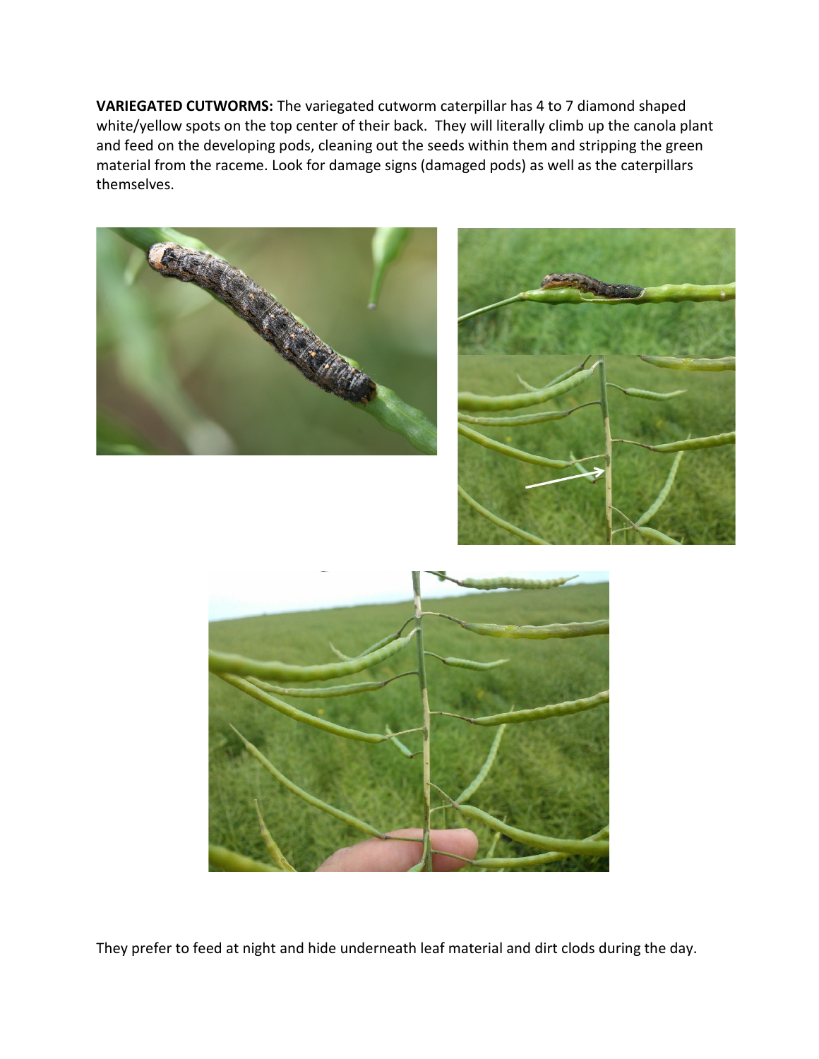**VARIEGATED CUTWORMS:** The variegated cutworm caterpillar has 4 to 7 diamond shaped white/yellow spots on the top center of their back. They will literally climb up the canola plant and feed on the developing pods, cleaning out the seeds within them and stripping the green material from the raceme. Look for damage signs (damaged pods) as well as the caterpillars themselves.

They prefer to feed at night and hide underneath leaf material and dirt clods during the day.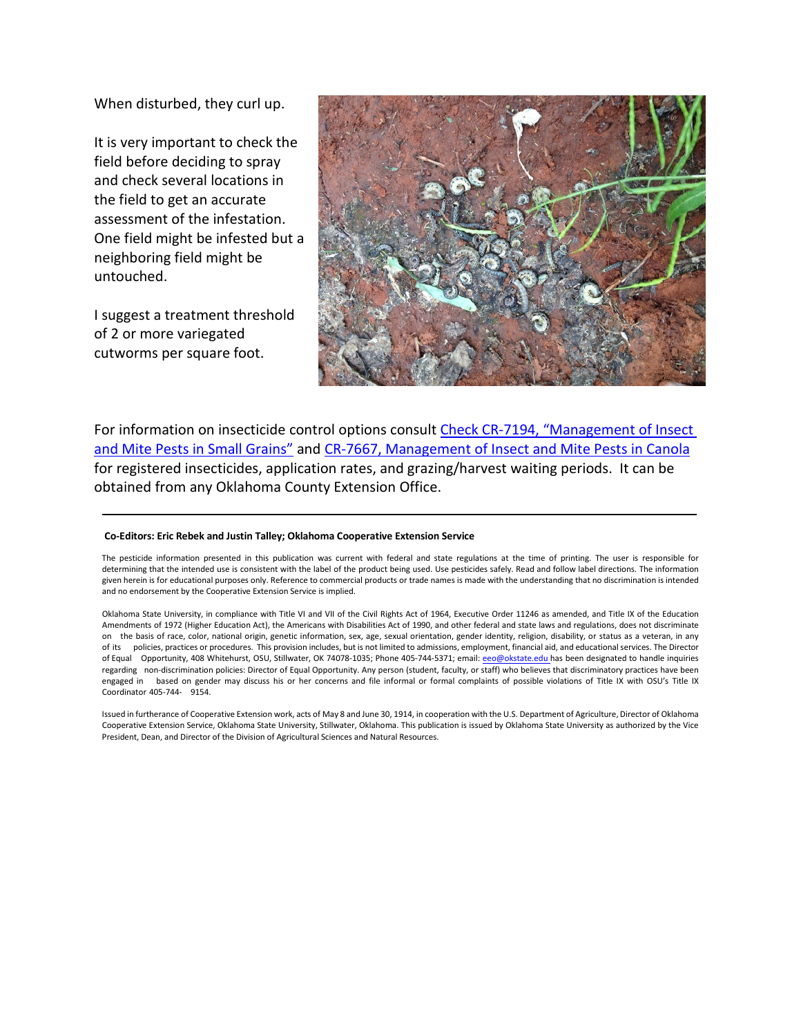When disturbed, they curl up.

It is very important to check the field before deciding to spray and check several locations in the field to get an accurate assessment of the infestation. One field might be infested but a neighboring field might be untouched.

I suggest a treatment threshold of 2 or more variegated cutworms per square foot.

For information on insecticide control options consult [Check CR-7194, "Management of Insect and Mite Pests in Small Grains"] and [CR-7667, Management of Insect and Mite Pests in Canola] for registered insecticides, application rates, and grazing/harvest waiting periods. It can be obtained from any Oklahoma County Extension Office.

---

**Co-Editors: Eric Rebek and Justin Talley; Oklahoma Cooperative Extension Service**

The pesticide information presented in this publication was current with federal and state regulations at the time of printing. The user is responsible for determining that the intended use is consistent with the label of the product being used. Use pesticides safely. Read and follow label directions. The information given herein is for educational purposes only. Reference to commercial products or trade names is made with the understanding that no discrimination is intended and no endorsement by the Cooperative Extension Service is implied.

Oklahoma State University, in compliance with Title VI and VII of the Civil Rights Act of 1964, Executive Order 11246 as amended, and Title IX of the Education Amendments of 1972 (Higher Education Act), the Americans with Disabilities Act of 1990, and other federal and state laws and regulations, does not discriminate on the basis of race, color, national origin, genetic information, sex, age, sexual orientation, gender identity, religion, disability, or status as a veteran, in any of its policies, practices or procedures. This provision includes, but is not limited to admissions, employment, financial aid, and educational services. The Director of Equal Opportunity, 408 Whitehurst, OSU, Stillwater, OK 74078-1035; Phone 405-744-5371; email: eeo@okstate.edu has been designated to handle inquiries regarding non-discrimination policies: Director of Equal Opportunity. Any person (student, faculty, or staff) who believes that discriminatory practices have been engaged in based on gender may discuss his or her concerns and file informal or formal complaints of possible violations of Title IX with OSU's Title IX Coordinator 405-744- 9154.

Issued in furtherance of Cooperative Extension work, acts of May 8 and June 30, 1914, in cooperation with the U.S. Department of Agriculture, Director of Oklahoma Cooperative Extension Service, Oklahoma State University, Stillwater, Oklahoma. This publication is issued by Oklahoma State University as authorized by the Vice President, Dean, and Director of the Division of Agricultural Sciences and Natural Resources.